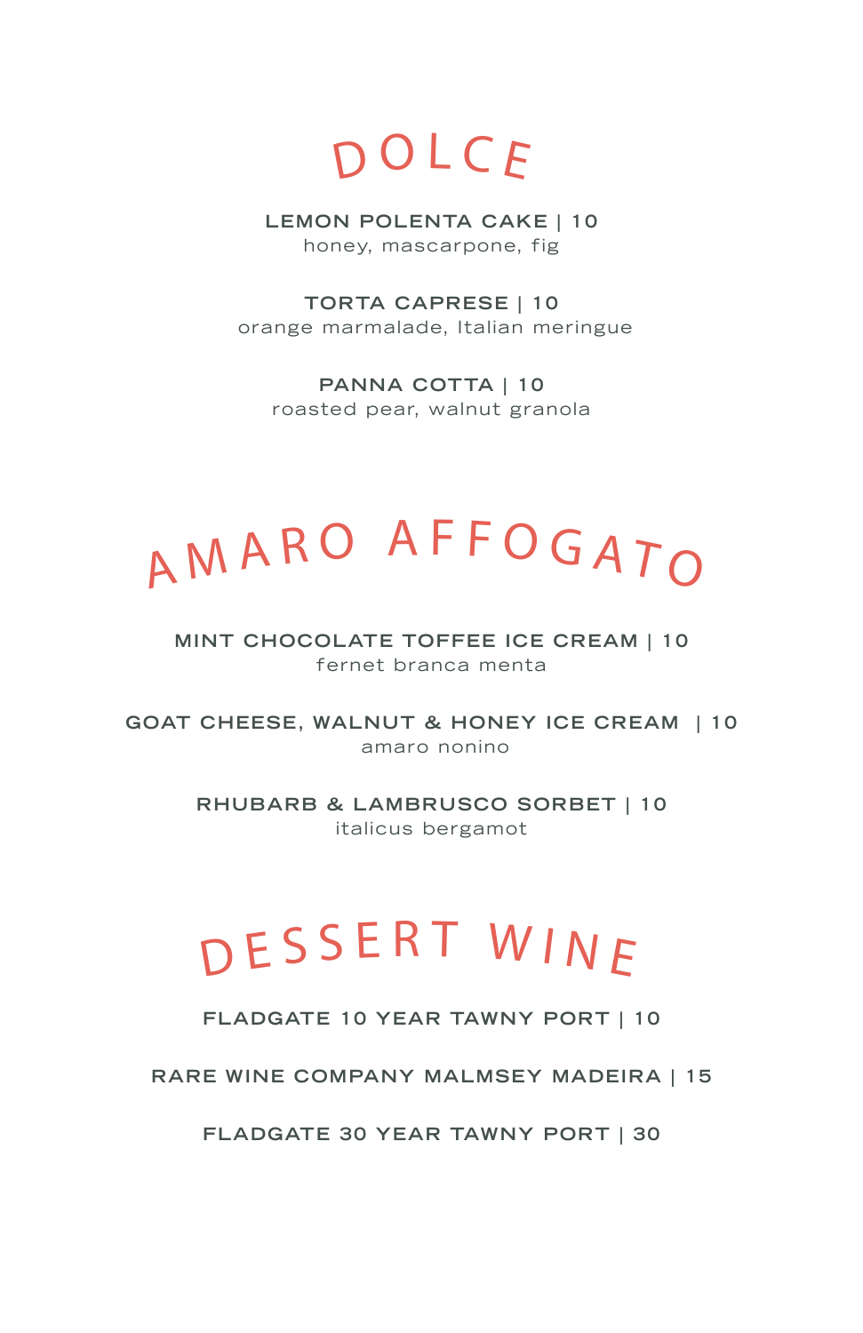# DOLCE

**LEMON POLENTA CAKE | 10**
honey, mascarpone, fig

**TORTA CAPRESE | 10**
orange marmalade, Italian meringue

**PANNA COTTA | 10**
roasted pear, walnut granola

# AMARO AFFOGATO

**MINT CHOCOLATE TOFFEE ICE CREAM | 10**
fernet branca menta

**GOAT CHEESE, WALNUT & HONEY ICE CREAM | 10**
amaro nonino

**RHUBARB & LAMBRUSCO SORBET | 10**
italicus bergamot

# DESSERT WINE

**FLADGATE 10 YEAR TAWNY PORT | 10**

**RARE WINE COMPANY MALMSEY MADEIRA | 15**

**FLADGATE 30 YEAR TAWNY PORT | 30**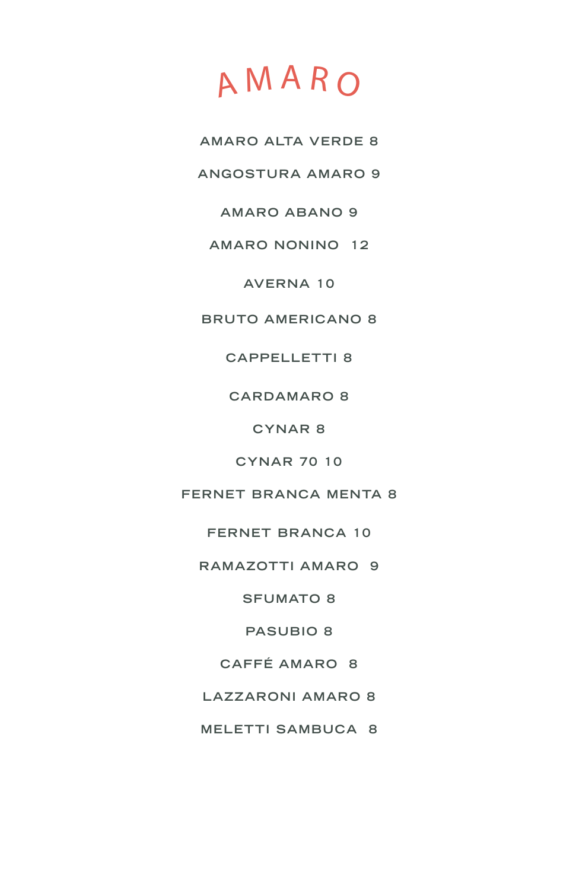# AMARO

AMARO ALTA VERDE 8

ANGOSTURA AMARO 9

AMARO ABANO 9

AMARO NONINO 12

AVERNA 10

BRUTO AMERICANO 8

CAPPELLETTI 8

CARDAMARO 8

CYNAR 8

CYNAR 70 10

FERNET BRANCA MENTA 8

FERNET BRANCA 10

RAMAZOTTI AMARO 9

SFUMATO 8

PASUBIO 8

CAFFÉ AMARO 8

LAZZARONI AMARO 8

MELETTI SAMBUCA 8